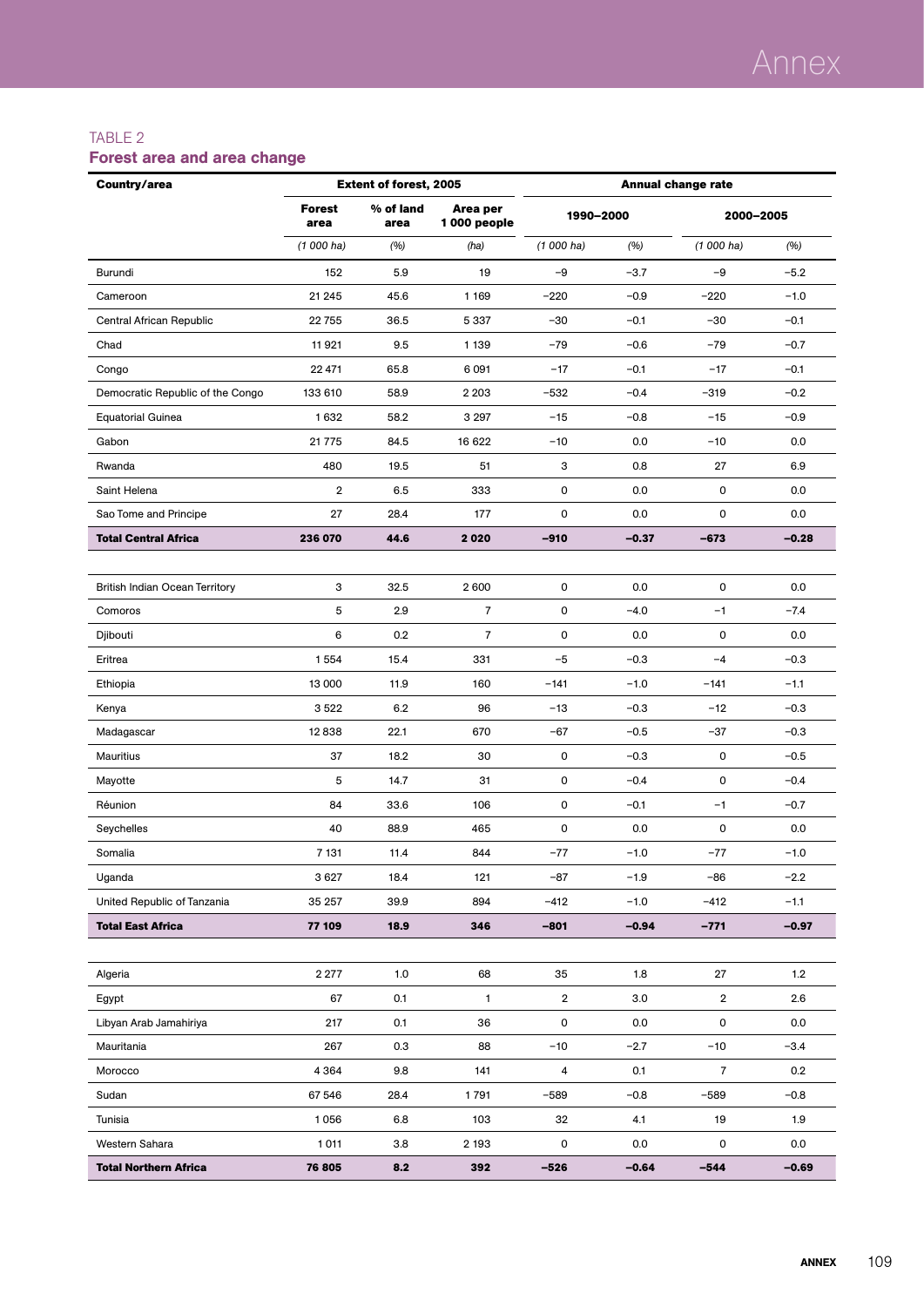TABLE 2

## Forest area and area change

| Country/area | Extent of forest, 2005 | | | Annual change rate | | | |
|---|---|---|---|---|---|---|---|
| | Forest area | % of land area | Area per 1 000 people | 1990–2000 | | 2000–2005 | |
| | *(1 000 ha)* | *(%)* | *(ha)* | *(1 000 ha)* | *(%)* | *(1 000 ha)* | *(%)* |
| Burundi | 152 | 5.9 | 19 | −9 | −3.7 | −9 | −5.2 |
| Cameroon | 21 245 | 45.6 | 1 169 | −220 | −0.9 | −220 | −1.0 |
| Central African Republic | 22 755 | 36.5 | 5 337 | −30 | −0.1 | −30 | −0.1 |
| Chad | 11 921 | 9.5 | 1 139 | −79 | −0.6 | −79 | −0.7 |
| Congo | 22 471 | 65.8 | 6 091 | −17 | −0.1 | −17 | −0.1 |
| Democratic Republic of the Congo | 133 610 | 58.9 | 2 203 | −532 | −0.4 | −319 | −0.2 |
| Equatorial Guinea | 1 632 | 58.2 | 3 297 | −15 | −0.8 | −15 | −0.9 |
| Gabon | 21 775 | 84.5 | 16 622 | −10 | 0.0 | −10 | 0.0 |
| Rwanda | 480 | 19.5 | 51 | 3 | 0.8 | 27 | 6.9 |
| Saint Helena | 2 | 6.5 | 333 | 0 | 0.0 | 0 | 0.0 |
| Sao Tome and Principe | 27 | 28.4 | 177 | 0 | 0.0 | 0 | 0.0 |
| **Total Central Africa** | **236 070** | **44.6** | **2 020** | **−910** | **−0.37** | **−673** | **−0.28** |
| | | | | | | | |
| British Indian Ocean Territory | 3 | 32.5 | 2 600 | 0 | 0.0 | 0 | 0.0 |
| Comoros | 5 | 2.9 | 7 | 0 | −4.0 | −1 | −7.4 |
| Djibouti | 6 | 0.2 | 7 | 0 | 0.0 | 0 | 0.0 |
| Eritrea | 1 554 | 15.4 | 331 | −5 | −0.3 | −4 | −0.3 |
| Ethiopia | 13 000 | 11.9 | 160 | −141 | −1.0 | −141 | −1.1 |
| Kenya | 3 522 | 6.2 | 96 | −13 | −0.3 | −12 | −0.3 |
| Madagascar | 12 838 | 22.1 | 670 | −67 | −0.5 | −37 | −0.3 |
| Mauritius | 37 | 18.2 | 30 | 0 | −0.3 | 0 | −0.5 |
| Mayotte | 5 | 14.7 | 31 | 0 | −0.4 | 0 | −0.4 |
| Réunion | 84 | 33.6 | 106 | 0 | −0.1 | −1 | −0.7 |
| Seychelles | 40 | 88.9 | 465 | 0 | 0.0 | 0 | 0.0 |
| Somalia | 7 131 | 11.4 | 844 | −77 | −1.0 | −77 | −1.0 |
| Uganda | 3 627 | 18.4 | 121 | −87 | −1.9 | −86 | −2.2 |
| United Republic of Tanzania | 35 257 | 39.9 | 894 | −412 | −1.0 | −412 | −1.1 |
| **Total East Africa** | **77 109** | **18.9** | **346** | **−801** | **−0.94** | **−771** | **−0.97** |
| | | | | | | | |
| Algeria | 2 277 | 1.0 | 68 | 35 | 1.8 | 27 | 1.2 |
| Egypt | 67 | 0.1 | 1 | 2 | 3.0 | 2 | 2.6 |
| Libyan Arab Jamahiriya | 217 | 0.1 | 36 | 0 | 0.0 | 0 | 0.0 |
| Mauritania | 267 | 0.3 | 88 | −10 | −2.7 | −10 | −3.4 |
| Morocco | 4 364 | 9.8 | 141 | 4 | 0.1 | 7 | 0.2 |
| Sudan | 67 546 | 28.4 | 1 791 | −589 | −0.8 | −589 | −0.8 |
| Tunisia | 1 056 | 6.8 | 103 | 32 | 4.1 | 19 | 1.9 |
| Western Sahara | 1 011 | 3.8 | 2 193 | 0 | 0.0 | 0 | 0.0 |
| **Total Northern Africa** | **76 805** | **8.2** | **392** | **−526** | **−0.64** | **−544** | **−0.69** |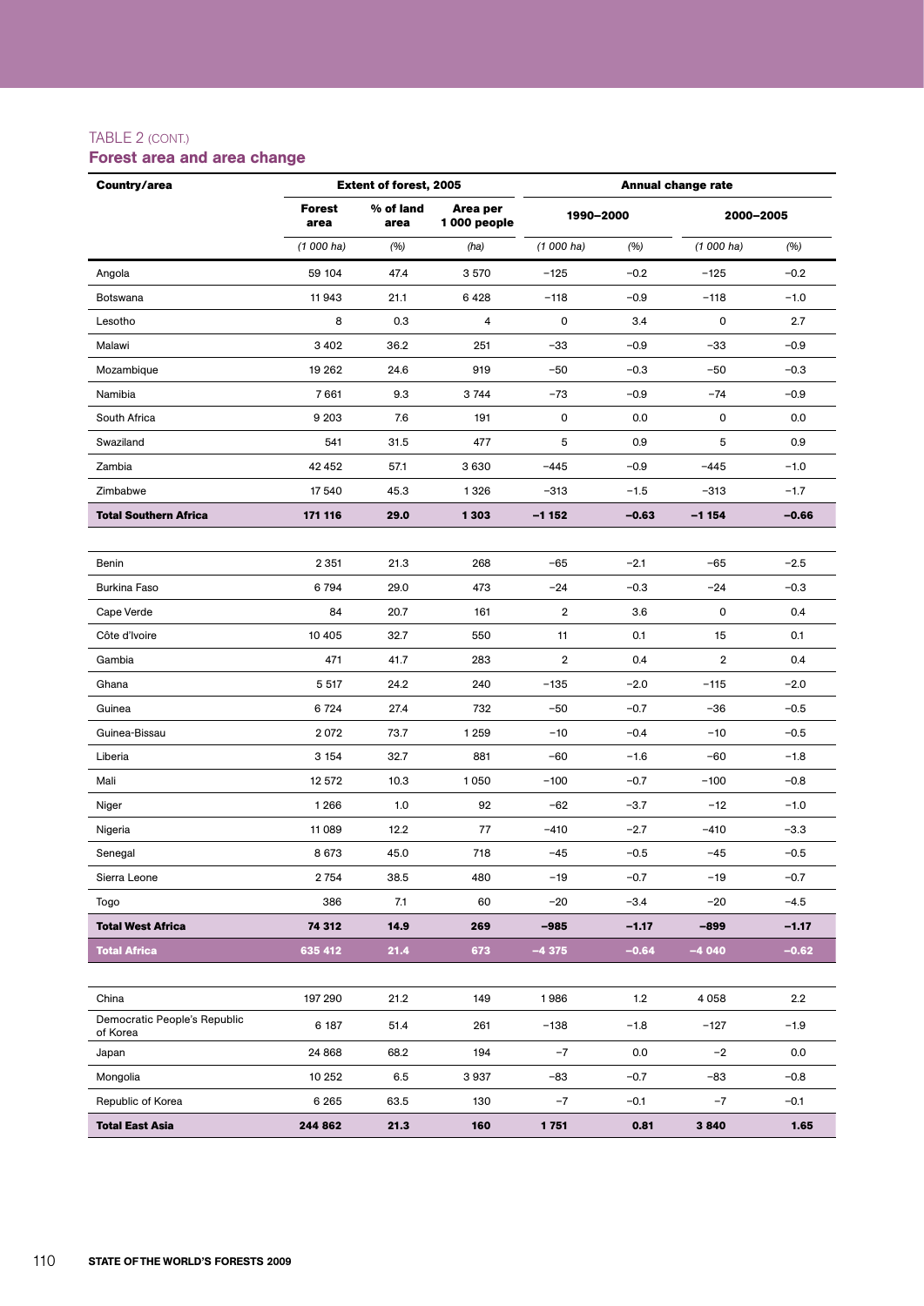TABLE 2 (CONT.)

## Forest area and area change

| Country/area | Extent of forest, 2005 | | | Annual change rate | | | |
|---|---|---|---|---|---|---|---|
| | Forest area | % of land area | Area per 1 000 people | 1990–2000 | | 2000–2005 | |
| | *(1 000 ha)* | *(%)* | *(ha)* | *(1 000 ha)* | *(%)* | *(1 000 ha)* | *(%)* |
| Angola | 59 104 | 47.4 | 3 570 | −125 | −0.2 | −125 | −0.2 |
| Botswana | 11 943 | 21.1 | 6 428 | −118 | −0.9 | −118 | −1.0 |
| Lesotho | 8 | 0.3 | 4 | 0 | 3.4 | 0 | 2.7 |
| Malawi | 3 402 | 36.2 | 251 | −33 | −0.9 | −33 | −0.9 |
| Mozambique | 19 262 | 24.6 | 919 | −50 | −0.3 | −50 | −0.3 |
| Namibia | 7 661 | 9.3 | 3 744 | −73 | −0.9 | −74 | −0.9 |
| South Africa | 9 203 | 7.6 | 191 | 0 | 0.0 | 0 | 0.0 |
| Swaziland | 541 | 31.5 | 477 | 5 | 0.9 | 5 | 0.9 |
| Zambia | 42 452 | 57.1 | 3 630 | −445 | −0.9 | −445 | −1.0 |
| Zimbabwe | 17 540 | 45.3 | 1 326 | −313 | −1.5 | −313 | −1.7 |
| **Total Southern Africa** | **171 116** | **29.0** | **1 303** | **−1 152** | **−0.63** | **−1 154** | **−0.66** |
| | | | | | | | |
| Benin | 2 351 | 21.3 | 268 | −65 | −2.1 | −65 | −2.5 |
| Burkina Faso | 6 794 | 29.0 | 473 | −24 | −0.3 | −24 | −0.3 |
| Cape Verde | 84 | 20.7 | 161 | 2 | 3.6 | 0 | 0.4 |
| Côte d'Ivoire | 10 405 | 32.7 | 550 | 11 | 0.1 | 15 | 0.1 |
| Gambia | 471 | 41.7 | 283 | 2 | 0.4 | 2 | 0.4 |
| Ghana | 5 517 | 24.2 | 240 | −135 | −2.0 | −115 | −2.0 |
| Guinea | 6 724 | 27.4 | 732 | −50 | −0.7 | −36 | −0.5 |
| Guinea-Bissau | 2 072 | 73.7 | 1 259 | −10 | −0.4 | −10 | −0.5 |
| Liberia | 3 154 | 32.7 | 881 | −60 | −1.6 | −60 | −1.8 |
| Mali | 12 572 | 10.3 | 1 050 | −100 | −0.7 | −100 | −0.8 |
| Niger | 1 266 | 1.0 | 92 | −62 | −3.7 | −12 | −1.0 |
| Nigeria | 11 089 | 12.2 | 77 | −410 | −2.7 | −410 | −3.3 |
| Senegal | 8 673 | 45.0 | 718 | −45 | −0.5 | −45 | −0.5 |
| Sierra Leone | 2 754 | 38.5 | 480 | −19 | −0.7 | −19 | −0.7 |
| Togo | 386 | 7.1 | 60 | −20 | −3.4 | −20 | −4.5 |
| **Total West Africa** | **74 312** | **14.9** | **269** | **−985** | **−1.17** | **−899** | **−1.17** |
| **Total Africa** | **635 412** | **21.4** | **673** | **−4 375** | **−0.64** | **−4 040** | **−0.62** |
| | | | | | | | |
| China | 197 290 | 21.2 | 149 | 1 986 | 1.2 | 4 058 | 2.2 |
| Democratic People's Republic of Korea | 6 187 | 51.4 | 261 | −138 | −1.8 | −127 | −1.9 |
| Japan | 24 868 | 68.2 | 194 | −7 | 0.0 | −2 | 0.0 |
| Mongolia | 10 252 | 6.5 | 3 937 | −83 | −0.7 | −83 | −0.8 |
| Republic of Korea | 6 265 | 63.5 | 130 | −7 | −0.1 | −7 | −0.1 |
| **Total East Asia** | **244 862** | **21.3** | **160** | **1 751** | **0.81** | **3 840** | **1.65** |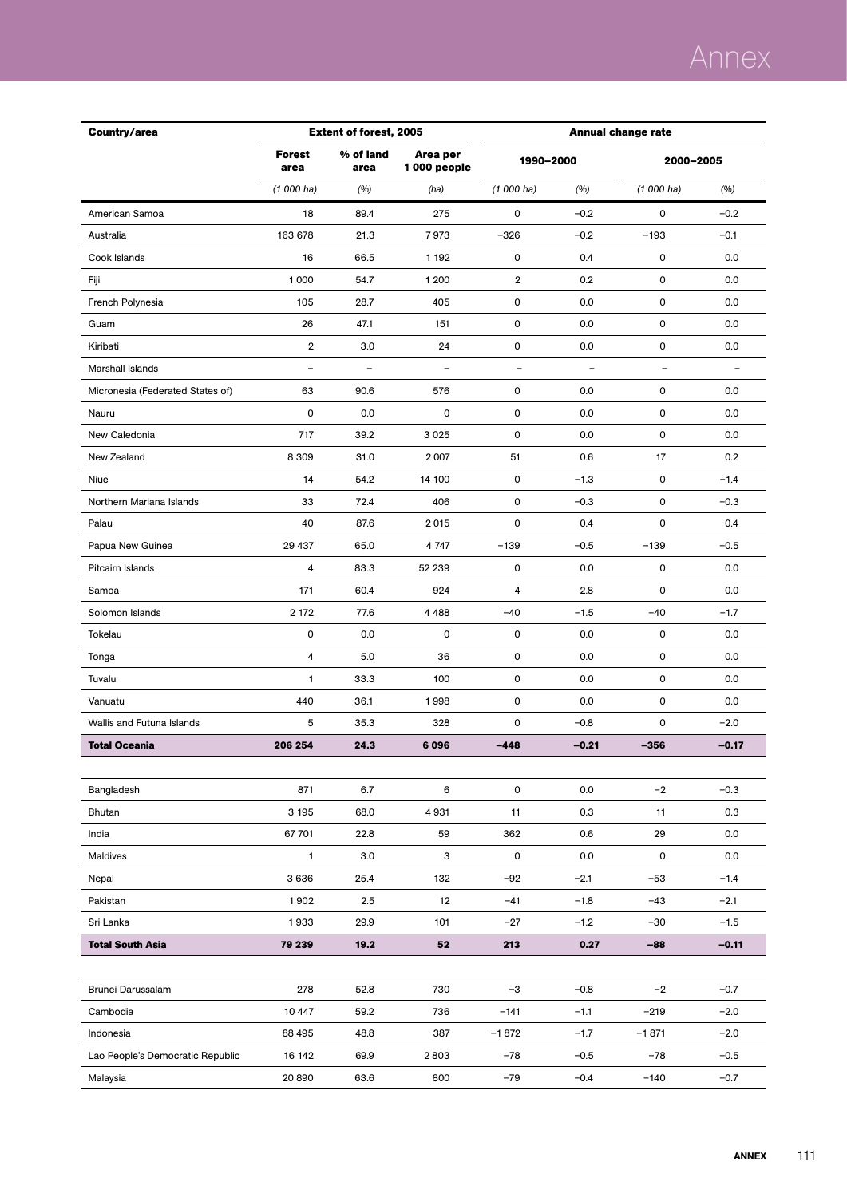| Country/area | Extent of forest, 2005 | | | Annual change rate | | | |
|---|---|---|---|---|---|---|---|
| | Forest area | % of land area | Area per 1 000 people | 1990–2000 | | 2000–2005 | |
| | *(1 000 ha)* | *(%)* | *(ha)* | *(1 000 ha)* | *(%)* | *(1 000 ha)* | *(%)* |
| American Samoa | 18 | 89.4 | 275 | 0 | −0.2 | 0 | −0.2 |
| Australia | 163 678 | 21.3 | 7 973 | −326 | −0.2 | −193 | −0.1 |
| Cook Islands | 16 | 66.5 | 1 192 | 0 | 0.4 | 0 | 0.0 |
| Fiji | 1 000 | 54.7 | 1 200 | 2 | 0.2 | 0 | 0.0 |
| French Polynesia | 105 | 28.7 | 405 | 0 | 0.0 | 0 | 0.0 |
| Guam | 26 | 47.1 | 151 | 0 | 0.0 | 0 | 0.0 |
| Kiribati | 2 | 3.0 | 24 | 0 | 0.0 | 0 | 0.0 |
| Marshall Islands | – | – | – | – | – | – | – |
| Micronesia (Federated States of) | 63 | 90.6 | 576 | 0 | 0.0 | 0 | 0.0 |
| Nauru | 0 | 0.0 | 0 | 0 | 0.0 | 0 | 0.0 |
| New Caledonia | 717 | 39.2 | 3 025 | 0 | 0.0 | 0 | 0.0 |
| New Zealand | 8 309 | 31.0 | 2 007 | 51 | 0.6 | 17 | 0.2 |
| Niue | 14 | 54.2 | 14 100 | 0 | −1.3 | 0 | −1.4 |
| Northern Mariana Islands | 33 | 72.4 | 406 | 0 | −0.3 | 0 | −0.3 |
| Palau | 40 | 87.6 | 2 015 | 0 | 0.4 | 0 | 0.4 |
| Papua New Guinea | 29 437 | 65.0 | 4 747 | −139 | −0.5 | −139 | −0.5 |
| Pitcairn Islands | 4 | 83.3 | 52 239 | 0 | 0.0 | 0 | 0.0 |
| Samoa | 171 | 60.4 | 924 | 4 | 2.8 | 0 | 0.0 |
| Solomon Islands | 2 172 | 77.6 | 4 488 | −40 | −1.5 | −40 | −1.7 |
| Tokelau | 0 | 0.0 | 0 | 0 | 0.0 | 0 | 0.0 |
| Tonga | 4 | 5.0 | 36 | 0 | 0.0 | 0 | 0.0 |
| Tuvalu | 1 | 33.3 | 100 | 0 | 0.0 | 0 | 0.0 |
| Vanuatu | 440 | 36.1 | 1 998 | 0 | 0.0 | 0 | 0.0 |
| Wallis and Futuna Islands | 5 | 35.3 | 328 | 0 | −0.8 | 0 | −2.0 |
| **Total Oceania** | **206 254** | **24.3** | **6 096** | **−448** | **−0.21** | **−356** | **−0.17** |
| | | | | | | | |
| Bangladesh | 871 | 6.7 | 6 | 0 | 0.0 | −2 | −0.3 |
| Bhutan | 3 195 | 68.0 | 4 931 | 11 | 0.3 | 11 | 0.3 |
| India | 67 701 | 22.8 | 59 | 362 | 0.6 | 29 | 0.0 |
| Maldives | 1 | 3.0 | 3 | 0 | 0.0 | 0 | 0.0 |
| Nepal | 3 636 | 25.4 | 132 | −92 | −2.1 | −53 | −1.4 |
| Pakistan | 1 902 | 2.5 | 12 | −41 | −1.8 | −43 | −2.1 |
| Sri Lanka | 1 933 | 29.9 | 101 | −27 | −1.2 | −30 | −1.5 |
| **Total South Asia** | **79 239** | **19.2** | **52** | **213** | **0.27** | **−88** | **−0.11** |
| | | | | | | | |
| Brunei Darussalam | 278 | 52.8 | 730 | −3 | −0.8 | −2 | −0.7 |
| Cambodia | 10 447 | 59.2 | 736 | −141 | −1.1 | −219 | −2.0 |
| Indonesia | 88 495 | 48.8 | 387 | −1 872 | −1.7 | −1 871 | −2.0 |
| Lao People's Democratic Republic | 16 142 | 69.9 | 2 803 | −78 | −0.5 | −78 | −0.5 |
| Malaysia | 20 890 | 63.6 | 800 | −79 | −0.4 | −140 | −0.7 |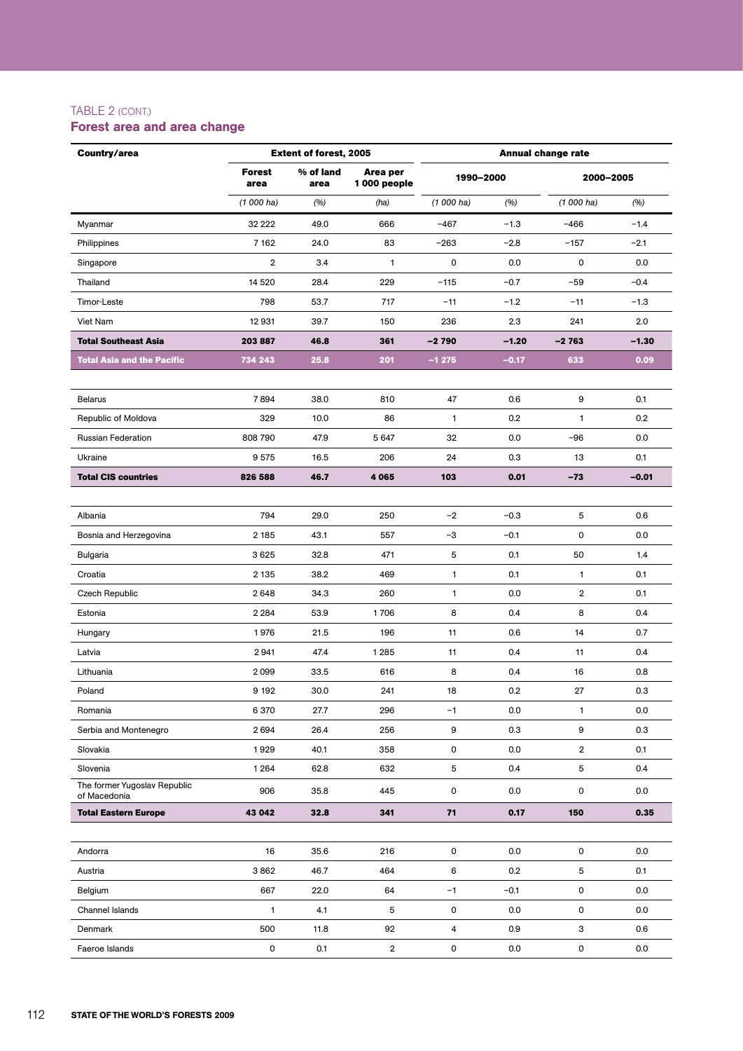TABLE 2 (CONT.)

## Forest area and area change

| Country/area | Extent of forest, 2005 | | | Annual change rate | | | |
|---|---|---|---|---|---|---|---|
| | Forest area | % of land area | Area per 1 000 people | 1990–2000 | | 2000–2005 | |
| | *(1 000 ha)* | *(%)* | *(ha)* | *(1 000 ha)* | *(%)* | *(1 000 ha)* | *(%)* |
| Myanmar | 32 222 | 49.0 | 666 | −467 | −1.3 | −466 | −1.4 |
| Philippines | 7 162 | 24.0 | 83 | −263 | −2.8 | −157 | −2.1 |
| Singapore | 2 | 3.4 | 1 | 0 | 0.0 | 0 | 0.0 |
| Thailand | 14 520 | 28.4 | 229 | −115 | −0.7 | −59 | −0.4 |
| Timor-Leste | 798 | 53.7 | 717 | −11 | −1.2 | −11 | −1.3 |
| Viet Nam | 12 931 | 39.7 | 150 | 236 | 2.3 | 241 | 2.0 |
| **Total Southeast Asia** | **203 887** | **46.8** | **361** | **−2 790** | **−1.20** | **−2 763** | **−1.30** |
| **Total Asia and the Pacific** | **734 243** | **25.8** | **201** | **−1 275** | **−0.17** | **633** | **0.09** |
| Belarus | 7 894 | 38.0 | 810 | 47 | 0.6 | 9 | 0.1 |
| Republic of Moldova | 329 | 10.0 | 86 | 1 | 0.2 | 1 | 0.2 |
| Russian Federation | 808 790 | 47.9 | 5 647 | 32 | 0.0 | −96 | 0.0 |
| Ukraine | 9 575 | 16.5 | 206 | 24 | 0.3 | 13 | 0.1 |
| **Total CIS countries** | **826 588** | **46.7** | **4 065** | **103** | **0.01** | **−73** | **−0.01** |
| Albania | 794 | 29.0 | 250 | −2 | −0.3 | 5 | 0.6 |
| Bosnia and Herzegovina | 2 185 | 43.1 | 557 | −3 | −0.1 | 0 | 0.0 |
| Bulgaria | 3 625 | 32.8 | 471 | 5 | 0.1 | 50 | 1.4 |
| Croatia | 2 135 | 38.2 | 469 | 1 | 0.1 | 1 | 0.1 |
| Czech Republic | 2 648 | 34.3 | 260 | 1 | 0.0 | 2 | 0.1 |
| Estonia | 2 284 | 53.9 | 1 706 | 8 | 0.4 | 8 | 0.4 |
| Hungary | 1 976 | 21.5 | 196 | 11 | 0.6 | 14 | 0.7 |
| Latvia | 2 941 | 47.4 | 1 285 | 11 | 0.4 | 11 | 0.4 |
| Lithuania | 2 099 | 33.5 | 616 | 8 | 0.4 | 16 | 0.8 |
| Poland | 9 192 | 30.0 | 241 | 18 | 0.2 | 27 | 0.3 |
| Romania | 6 370 | 27.7 | 296 | −1 | 0.0 | 1 | 0.0 |
| Serbia and Montenegro | 2 694 | 26.4 | 256 | 9 | 0.3 | 9 | 0.3 |
| Slovakia | 1 929 | 40.1 | 358 | 0 | 0.0 | 2 | 0.1 |
| Slovenia | 1 264 | 62.8 | 632 | 5 | 0.4 | 5 | 0.4 |
| The former Yugoslav Republic of Macedonia | 906 | 35.8 | 445 | 0 | 0.0 | 0 | 0.0 |
| **Total Eastern Europe** | **43 042** | **32.8** | **341** | **71** | **0.17** | **150** | **0.35** |
| Andorra | 16 | 35.6 | 216 | 0 | 0.0 | 0 | 0.0 |
| Austria | 3 862 | 46.7 | 464 | 6 | 0.2 | 5 | 0.1 |
| Belgium | 667 | 22.0 | 64 | −1 | −0.1 | 0 | 0.0 |
| Channel Islands | 1 | 4.1 | 5 | 0 | 0.0 | 0 | 0.0 |
| Denmark | 500 | 11.8 | 92 | 4 | 0.9 | 3 | 0.6 |
| Faeroe Islands | 0 | 0.1 | 2 | 0 | 0.0 | 0 | 0.0 |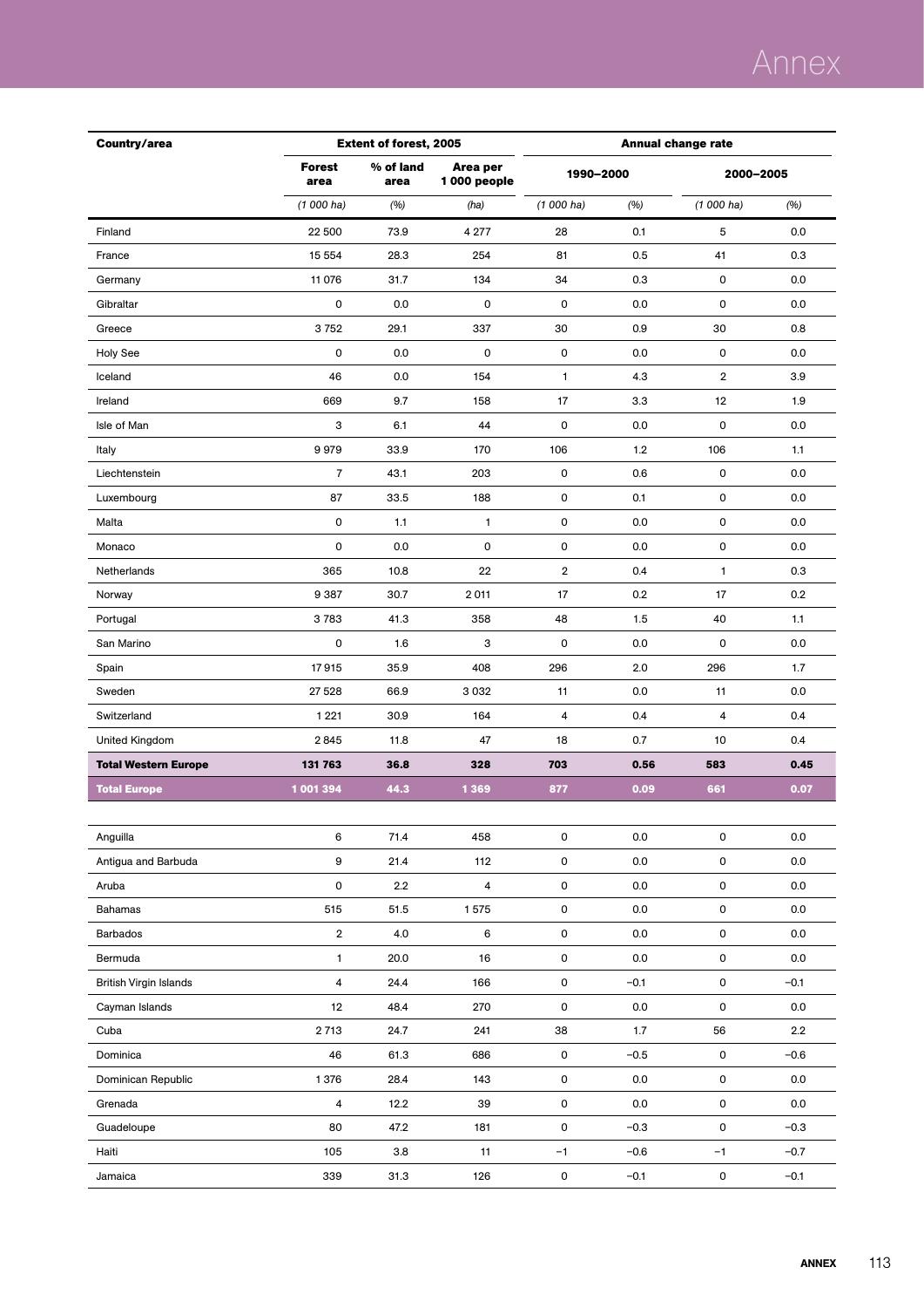| Country/area | Extent of forest, 2005 | | | Annual change rate | | | |
|---|---|---|---|---|---|---|---|
| | Forest area | % of land area | Area per 1 000 people | 1990–2000 | | 2000–2005 | |
| | (1 000 ha) | (%) | (ha) | (1 000 ha) | (%) | (1 000 ha) | (%) |
| Finland | 22 500 | 73.9 | 4 277 | 28 | 0.1 | 5 | 0.0 |
| France | 15 554 | 28.3 | 254 | 81 | 0.5 | 41 | 0.3 |
| Germany | 11 076 | 31.7 | 134 | 34 | 0.3 | 0 | 0.0 |
| Gibraltar | 0 | 0.0 | 0 | 0 | 0.0 | 0 | 0.0 |
| Greece | 3 752 | 29.1 | 337 | 30 | 0.9 | 30 | 0.8 |
| Holy See | 0 | 0.0 | 0 | 0 | 0.0 | 0 | 0.0 |
| Iceland | 46 | 0.0 | 154 | 1 | 4.3 | 2 | 3.9 |
| Ireland | 669 | 9.7 | 158 | 17 | 3.3 | 12 | 1.9 |
| Isle of Man | 3 | 6.1 | 44 | 0 | 0.0 | 0 | 0.0 |
| Italy | 9 979 | 33.9 | 170 | 106 | 1.2 | 106 | 1.1 |
| Liechtenstein | 7 | 43.1 | 203 | 0 | 0.6 | 0 | 0.0 |
| Luxembourg | 87 | 33.5 | 188 | 0 | 0.1 | 0 | 0.0 |
| Malta | 0 | 1.1 | 1 | 0 | 0.0 | 0 | 0.0 |
| Monaco | 0 | 0.0 | 0 | 0 | 0.0 | 0 | 0.0 |
| Netherlands | 365 | 10.8 | 22 | 2 | 0.4 | 1 | 0.3 |
| Norway | 9 387 | 30.7 | 2 011 | 17 | 0.2 | 17 | 0.2 |
| Portugal | 3 783 | 41.3 | 358 | 48 | 1.5 | 40 | 1.1 |
| San Marino | 0 | 1.6 | 3 | 0 | 0.0 | 0 | 0.0 |
| Spain | 17 915 | 35.9 | 408 | 296 | 2.0 | 296 | 1.7 |
| Sweden | 27 528 | 66.9 | 3 032 | 11 | 0.0 | 11 | 0.0 |
| Switzerland | 1 221 | 30.9 | 164 | 4 | 0.4 | 4 | 0.4 |
| United Kingdom | 2 845 | 11.8 | 47 | 18 | 0.7 | 10 | 0.4 |
| **Total Western Europe** | **131 763** | **36.8** | **328** | **703** | **0.56** | **583** | **0.45** |
| **Total Europe** | **1 001 394** | **44.3** | **1 369** | **877** | **0.09** | **661** | **0.07** |
| | | | | | | | |
| Anguilla | 6 | 71.4 | 458 | 0 | 0.0 | 0 | 0.0 |
| Antigua and Barbuda | 9 | 21.4 | 112 | 0 | 0.0 | 0 | 0.0 |
| Aruba | 0 | 2.2 | 4 | 0 | 0.0 | 0 | 0.0 |
| Bahamas | 515 | 51.5 | 1 575 | 0 | 0.0 | 0 | 0.0 |
| Barbados | 2 | 4.0 | 6 | 0 | 0.0 | 0 | 0.0 |
| Bermuda | 1 | 20.0 | 16 | 0 | 0.0 | 0 | 0.0 |
| British Virgin Islands | 4 | 24.4 | 166 | 0 | −0.1 | 0 | −0.1 |
| Cayman Islands | 12 | 48.4 | 270 | 0 | 0.0 | 0 | 0.0 |
| Cuba | 2 713 | 24.7 | 241 | 38 | 1.7 | 56 | 2.2 |
| Dominica | 46 | 61.3 | 686 | 0 | −0.5 | 0 | −0.6 |
| Dominican Republic | 1 376 | 28.4 | 143 | 0 | 0.0 | 0 | 0.0 |
| Grenada | 4 | 12.2 | 39 | 0 | 0.0 | 0 | 0.0 |
| Guadeloupe | 80 | 47.2 | 181 | 0 | −0.3 | 0 | −0.3 |
| Haiti | 105 | 3.8 | 11 | −1 | −0.6 | −1 | −0.7 |
| Jamaica | 339 | 31.3 | 126 | 0 | −0.1 | 0 | −0.1 |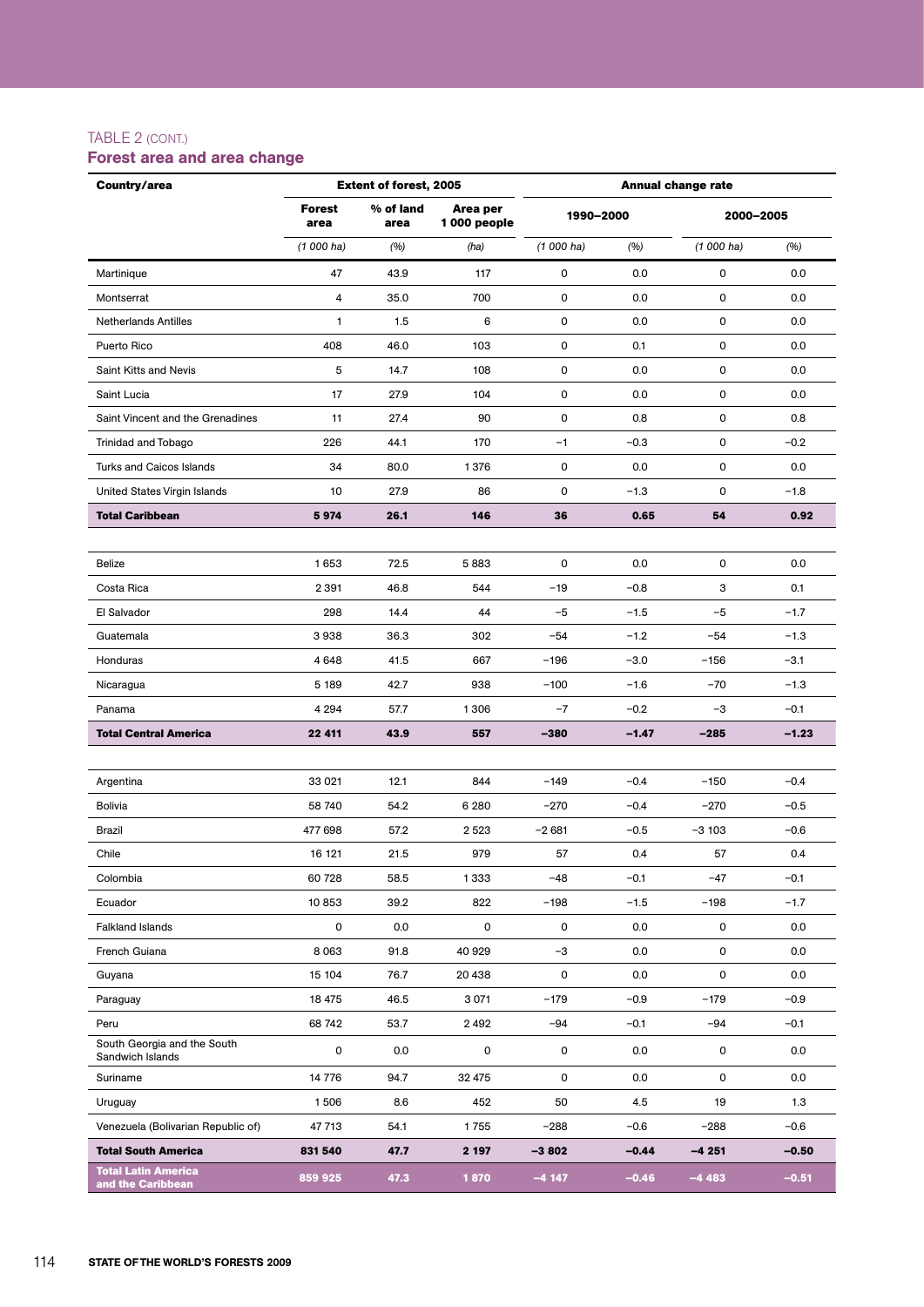TABLE 2 (CONT.)

## Forest area and area change

| Country/area | Extent of forest, 2005 | | | Annual change rate | | | |
|---|---|---|---|---|---|---|---|
| | Forest area | % of land area | Area per 1 000 people | 1990–2000 | | 2000–2005 | |
| | *(1 000 ha)* | *(%)* | *(ha)* | *(1 000 ha)* | *(%)* | *(1 000 ha)* | *(%)* |
| Martinique | 47 | 43.9 | 117 | 0 | 0.0 | 0 | 0.0 |
| Montserrat | 4 | 35.0 | 700 | 0 | 0.0 | 0 | 0.0 |
| Netherlands Antilles | 1 | 1.5 | 6 | 0 | 0.0 | 0 | 0.0 |
| Puerto Rico | 408 | 46.0 | 103 | 0 | 0.1 | 0 | 0.0 |
| Saint Kitts and Nevis | 5 | 14.7 | 108 | 0 | 0.0 | 0 | 0.0 |
| Saint Lucia | 17 | 27.9 | 104 | 0 | 0.0 | 0 | 0.0 |
| Saint Vincent and the Grenadines | 11 | 27.4 | 90 | 0 | 0.8 | 0 | 0.8 |
| Trinidad and Tobago | 226 | 44.1 | 170 | −1 | −0.3 | 0 | −0.2 |
| Turks and Caicos Islands | 34 | 80.0 | 1 376 | 0 | 0.0 | 0 | 0.0 |
| United States Virgin Islands | 10 | 27.9 | 86 | 0 | −1.3 | 0 | −1.8 |
| **Total Caribbean** | **5 974** | **26.1** | **146** | **36** | **0.65** | **54** | **0.92** |
| | | | | | | | |
| Belize | 1 653 | 72.5 | 5 883 | 0 | 0.0 | 0 | 0.0 |
| Costa Rica | 2 391 | 46.8 | 544 | −19 | −0.8 | 3 | 0.1 |
| El Salvador | 298 | 14.4 | 44 | −5 | −1.5 | −5 | −1.7 |
| Guatemala | 3 938 | 36.3 | 302 | −54 | −1.2 | −54 | −1.3 |
| Honduras | 4 648 | 41.5 | 667 | −196 | −3.0 | −156 | −3.1 |
| Nicaragua | 5 189 | 42.7 | 938 | −100 | −1.6 | −70 | −1.3 |
| Panama | 4 294 | 57.7 | 1 306 | −7 | −0.2 | −3 | −0.1 |
| **Total Central America** | **22 411** | **43.9** | **557** | **−380** | **−1.47** | **−285** | **−1.23** |
| | | | | | | | |
| Argentina | 33 021 | 12.1 | 844 | −149 | −0.4 | −150 | −0.4 |
| Bolivia | 58 740 | 54.2 | 6 280 | −270 | −0.4 | −270 | −0.5 |
| Brazil | 477 698 | 57.2 | 2 523 | −2 681 | −0.5 | −3 103 | −0.6 |
| Chile | 16 121 | 21.5 | 979 | 57 | 0.4 | 57 | 0.4 |
| Colombia | 60 728 | 58.5 | 1 333 | −48 | −0.1 | −47 | −0.1 |
| Ecuador | 10 853 | 39.2 | 822 | −198 | −1.5 | −198 | −1.7 |
| Falkland Islands | 0 | 0.0 | 0 | 0 | 0.0 | 0 | 0.0 |
| French Guiana | 8 063 | 91.8 | 40 929 | −3 | 0.0 | 0 | 0.0 |
| Guyana | 15 104 | 76.7 | 20 438 | 0 | 0.0 | 0 | 0.0 |
| Paraguay | 18 475 | 46.5 | 3 071 | −179 | −0.9 | −179 | −0.9 |
| Peru | 68 742 | 53.7 | 2 492 | −94 | −0.1 | −94 | −0.1 |
| South Georgia and the South Sandwich Islands | 0 | 0.0 | 0 | 0 | 0.0 | 0 | 0.0 |
| Suriname | 14 776 | 94.7 | 32 475 | 0 | 0.0 | 0 | 0.0 |
| Uruguay | 1 506 | 8.6 | 452 | 50 | 4.5 | 19 | 1.3 |
| Venezuela (Bolivarian Republic of) | 47 713 | 54.1 | 1 755 | −288 | −0.6 | −288 | −0.6 |
| **Total South America** | **831 540** | **47.7** | **2 197** | **−3 802** | **−0.44** | **−4 251** | **−0.50** |
| **Total Latin America and the Caribbean** | **859 925** | **47.3** | **1 870** | **−4 147** | **−0.46** | **−4 483** | **−0.51** |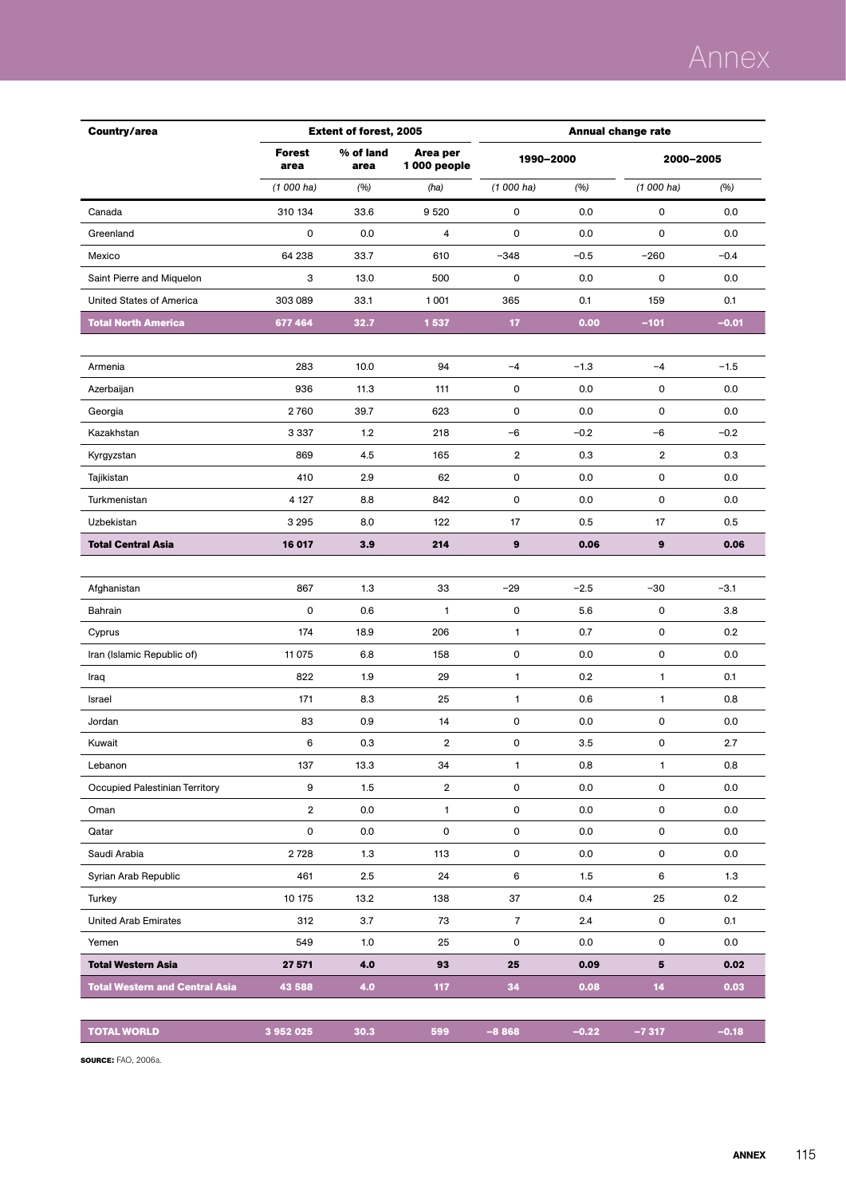| Country/area | Extent of forest, 2005 | | | Annual change rate | | | |
|---|---|---|---|---|---|---|---|
| | Forest area | % of land area | Area per 1 000 people | 1990–2000 | | 2000–2005 | |
| | *(1 000 ha)* | *(%)* | *(ha)* | *(1 000 ha)* | *(%)* | *(1 000 ha)* | *(%)* |
| Canada | 310 134 | 33.6 | 9 520 | 0 | 0.0 | 0 | 0.0 |
| Greenland | 0 | 0.0 | 4 | 0 | 0.0 | 0 | 0.0 |
| Mexico | 64 238 | 33.7 | 610 | −348 | −0.5 | −260 | −0.4 |
| Saint Pierre and Miquelon | 3 | 13.0 | 500 | 0 | 0.0 | 0 | 0.0 |
| United States of America | 303 089 | 33.1 | 1 001 | 365 | 0.1 | 159 | 0.1 |
| **Total North America** | **677 464** | **32.7** | **1 537** | **17** | **0.00** | **−101** | **−0.01** |
| | | | | | | | |
| Armenia | 283 | 10.0 | 94 | −4 | −1.3 | −4 | −1.5 |
| Azerbaijan | 936 | 11.3 | 111 | 0 | 0.0 | 0 | 0.0 |
| Georgia | 2 760 | 39.7 | 623 | 0 | 0.0 | 0 | 0.0 |
| Kazakhstan | 3 337 | 1.2 | 218 | −6 | −0.2 | −6 | −0.2 |
| Kyrgyzstan | 869 | 4.5 | 165 | 2 | 0.3 | 2 | 0.3 |
| Tajikistan | 410 | 2.9 | 62 | 0 | 0.0 | 0 | 0.0 |
| Turkmenistan | 4 127 | 8.8 | 842 | 0 | 0.0 | 0 | 0.0 |
| Uzbekistan | 3 295 | 8.0 | 122 | 17 | 0.5 | 17 | 0.5 |
| **Total Central Asia** | **16 017** | **3.9** | **214** | **9** | **0.06** | **9** | **0.06** |
| | | | | | | | |
| Afghanistan | 867 | 1.3 | 33 | −29 | −2.5 | −30 | −3.1 |
| Bahrain | 0 | 0.6 | 1 | 0 | 5.6 | 0 | 3.8 |
| Cyprus | 174 | 18.9 | 206 | 1 | 0.7 | 0 | 0.2 |
| Iran (Islamic Republic of) | 11 075 | 6.8 | 158 | 0 | 0.0 | 0 | 0.0 |
| Iraq | 822 | 1.9 | 29 | 1 | 0.2 | 1 | 0.1 |
| Israel | 171 | 8.3 | 25 | 1 | 0.6 | 1 | 0.8 |
| Jordan | 83 | 0.9 | 14 | 0 | 0.0 | 0 | 0.0 |
| Kuwait | 6 | 0.3 | 2 | 0 | 3.5 | 0 | 2.7 |
| Lebanon | 137 | 13.3 | 34 | 1 | 0.8 | 1 | 0.8 |
| Occupied Palestinian Territory | 9 | 1.5 | 2 | 0 | 0.0 | 0 | 0.0 |
| Oman | 2 | 0.0 | 1 | 0 | 0.0 | 0 | 0.0 |
| Qatar | 0 | 0.0 | 0 | 0 | 0.0 | 0 | 0.0 |
| Saudi Arabia | 2 728 | 1.3 | 113 | 0 | 0.0 | 0 | 0.0 |
| Syrian Arab Republic | 461 | 2.5 | 24 | 6 | 1.5 | 6 | 1.3 |
| Turkey | 10 175 | 13.2 | 138 | 37 | 0.4 | 25 | 0.2 |
| United Arab Emirates | 312 | 3.7 | 73 | 7 | 2.4 | 0 | 0.1 |
| Yemen | 549 | 1.0 | 25 | 0 | 0.0 | 0 | 0.0 |
| **Total Western Asia** | **27 571** | **4.0** | **93** | **25** | **0.09** | **5** | **0.02** |
| **Total Western and Central Asia** | **43 588** | **4.0** | **117** | **34** | **0.08** | **14** | **0.03** |
| | | | | | | | |
| **TOTAL WORLD** | **3 952 025** | **30.3** | **599** | **−8 868** | **−0.22** | **−7 317** | **−0.18** |

**SOURCE:** FAO, 2006a.